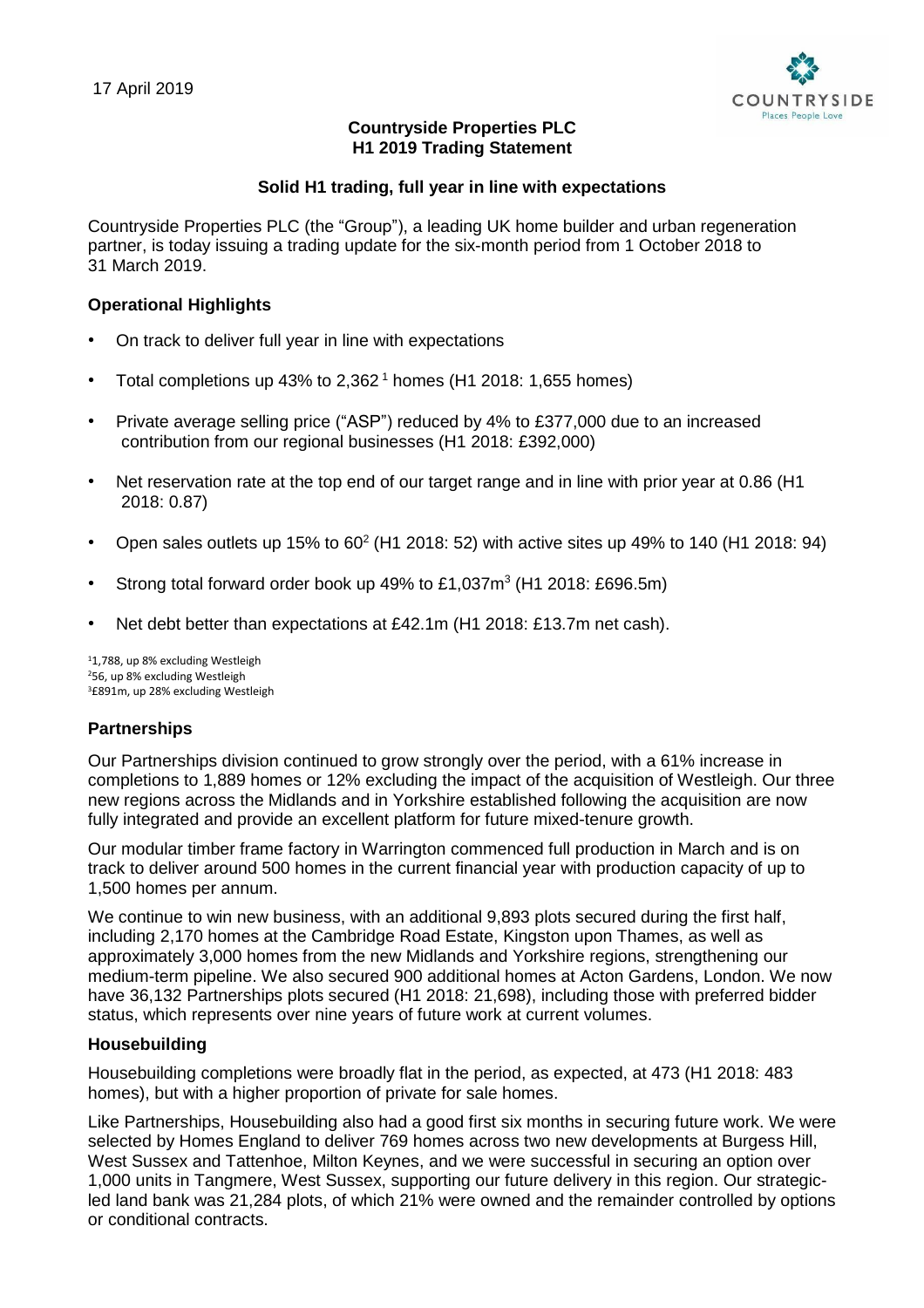17 April 2019

**Countryside Properties PLC**
**H1 2019 Trading Statement**

**Solid H1 trading, full year in line with expectations**

Countryside Properties PLC (the "Group"), a leading UK home builder and urban regeneration partner, is today issuing a trading update for the six-month period from 1 October 2018 to 31 March 2019.

## Operational Highlights

- On track to deliver full year in line with expectations
- Total completions up 43% to 2,362[1] homes (H1 2018: 1,655 homes)
- Private average selling price ("ASP") reduced by 4% to £377,000 due to an increased contribution from our regional businesses (H1 2018: £392,000)
- Net reservation rate at the top end of our target range and in line with prior year at 0.86 (H1 2018: 0.87)
- Open sales outlets up 15% to 60[2] (H1 2018: 52) with active sites up 49% to 140 (H1 2018: 94)
- Strong total forward order book up 49% to £1,037m[3] (H1 2018: £696.5m)
- Net debt better than expectations at £42.1m (H1 2018: £13.7m net cash).

[1] 1,788, up 8% excluding Westleigh
[2] 56, up 8% excluding Westleigh
[3] £891m, up 28% excluding Westleigh

## Partnerships

Our Partnerships division continued to grow strongly over the period, with a 61% increase in completions to 1,889 homes or 12% excluding the impact of the acquisition of Westleigh. Our three new regions across the Midlands and in Yorkshire established following the acquisition are now fully integrated and provide an excellent platform for future mixed-tenure growth.

Our modular timber frame factory in Warrington commenced full production in March and is on track to deliver around 500 homes in the current financial year with production capacity of up to 1,500 homes per annum.

We continue to win new business, with an additional 9,893 plots secured during the first half, including 2,170 homes at the Cambridge Road Estate, Kingston upon Thames, as well as approximately 3,000 homes from the new Midlands and Yorkshire regions, strengthening our medium-term pipeline. We also secured 900 additional homes at Acton Gardens, London. We now have 36,132 Partnerships plots secured (H1 2018: 21,698), including those with preferred bidder status, which represents over nine years of future work at current volumes.

## Housebuilding

Housebuilding completions were broadly flat in the period, as expected, at 473 (H1 2018: 483 homes), but with a higher proportion of private for sale homes.

Like Partnerships, Housebuilding also had a good first six months in securing future work. We were selected by Homes England to deliver 769 homes across two new developments at Burgess Hill, West Sussex and Tattenhoe, Milton Keynes, and we were successful in securing an option over 1,000 units in Tangmere, West Sussex, supporting our future delivery in this region. Our strategic-led land bank was 21,284 plots, of which 21% were owned and the remainder controlled by options or conditional contracts.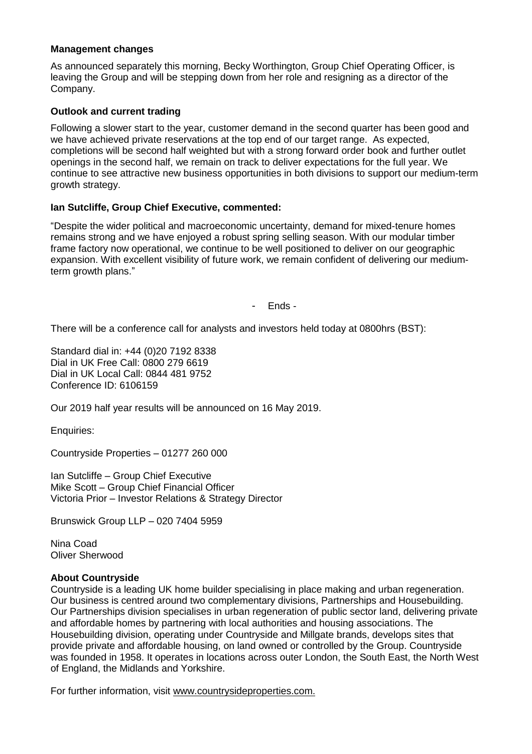**Management changes**

As announced separately this morning, Becky Worthington, Group Chief Operating Officer, is leaving the Group and will be stepping down from her role and resigning as a director of the Company.

**Outlook and current trading**

Following a slower start to the year, customer demand in the second quarter has been good and we have achieved private reservations at the top end of our target range. As expected, completions will be second half weighted but with a strong forward order book and further outlet openings in the second half, we remain on track to deliver expectations for the full year. We continue to see attractive new business opportunities in both divisions to support our medium-term growth strategy.

**Ian Sutcliffe, Group Chief Executive, commented:**

"Despite the wider political and macroeconomic uncertainty, demand for mixed-tenure homes remains strong and we have enjoyed a robust spring selling season. With our modular timber frame factory now operational, we continue to be well positioned to deliver on our geographic expansion. With excellent visibility of future work, we remain confident of delivering our medium-term growth plans."

- Ends -

There will be a conference call for analysts and investors held today at 0800hrs (BST):

Standard dial in: +44 (0)20 7192 8338
Dial in UK Free Call: 0800 279 6619
Dial in UK Local Call: 0844 481 9752
Conference ID: 6106159

Our 2019 half year results will be announced on 16 May 2019.

Enquiries:

Countryside Properties – 01277 260 000

Ian Sutcliffe – Group Chief Executive
Mike Scott – Group Chief Financial Officer
Victoria Prior – Investor Relations & Strategy Director

Brunswick Group LLP – 020 7404 5959

Nina Coad
Oliver Sherwood

**About Countryside**

Countryside is a leading UK home builder specialising in place making and urban regeneration. Our business is centred around two complementary divisions, Partnerships and Housebuilding. Our Partnerships division specialises in urban regeneration of public sector land, delivering private and affordable homes by partnering with local authorities and housing associations. The Housebuilding division, operating under Countryside and Millgate brands, develops sites that provide private and affordable housing, on land owned or controlled by the Group. Countryside was founded in 1958. It operates in locations across outer London, the South East, the North West of England, the Midlands and Yorkshire.

For further information, visit www.countrysideproperties.com.